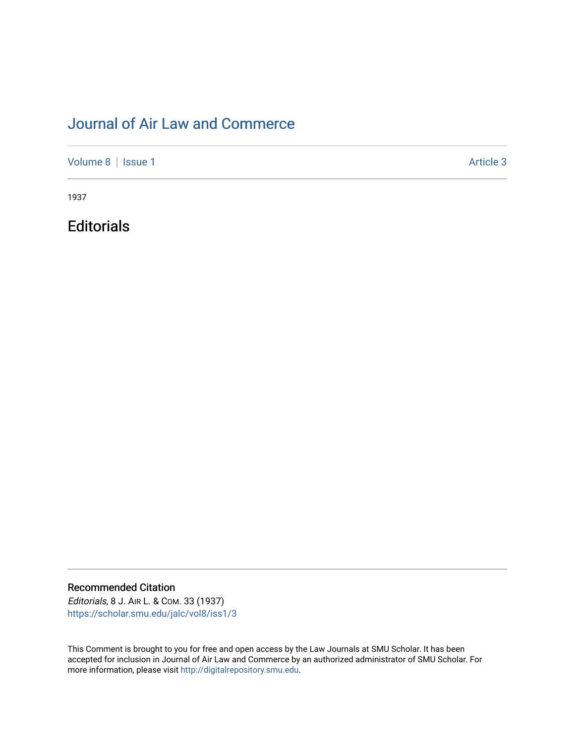# Journal of Air Law and Commerce

Volume 8 | Issue 1 Article 3

1937

## Editorials

### Recommended Citation

*Editorials*, 8 J. Air L. & Com. 33 (1937)
https://scholar.smu.edu/jalc/vol8/iss1/3

This Comment is brought to you for free and open access by the Law Journals at SMU Scholar. It has been accepted for inclusion in Journal of Air Law and Commerce by an authorized administrator of SMU Scholar. For more information, please visit http://digitalrepository.smu.edu.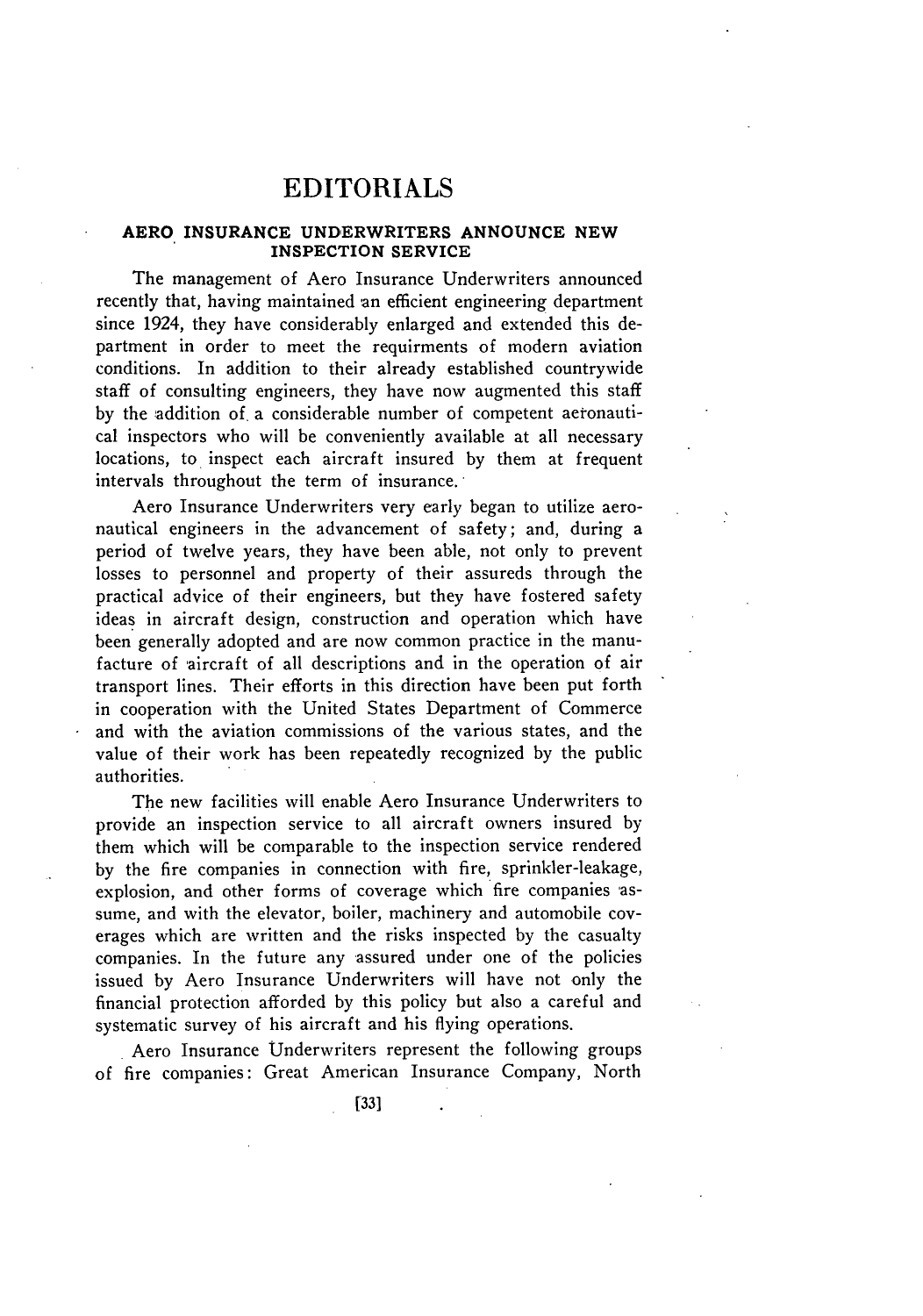# EDITORIALS

## AERO INSURANCE UNDERWRITERS ANNOUNCE NEW INSPECTION SERVICE

The management of Aero Insurance Underwriters announced recently that, having maintained an efficient engineering department since 1924, they have considerably enlarged and extended this department in order to meet the requirments of modern aviation conditions. In addition to their already established countrywide staff of consulting engineers, they have now augmented this staff by the addition of a considerable number of competent aeronautical inspectors who will be conveniently available at all necessary locations, to inspect each aircraft insured by them at frequent intervals throughout the term of insurance.

Aero Insurance Underwriters very early began to utilize aeronautical engineers in the advancement of safety; and, during a period of twelve years, they have been able, not only to prevent losses to personnel and property of their assureds through the practical advice of their engineers, but they have fostered safety ideas in aircraft design, construction and operation which have been generally adopted and are now common practice in the manufacture of aircraft of all descriptions and in the operation of air transport lines. Their efforts in this direction have been put forth in cooperation with the United States Department of Commerce and with the aviation commissions of the various states, and the value of their work has been repeatedly recognized by the public authorities.

The new facilities will enable Aero Insurance Underwriters to provide an inspection service to all aircraft owners insured by them which will be comparable to the inspection service rendered by the fire companies in connection with fire, sprinkler-leakage, explosion, and other forms of coverage which fire companies assume, and with the elevator, boiler, machinery and automobile coverages which are written and the risks inspected by the casualty companies. In the future any assured under one of the policies issued by Aero Insurance Underwriters will have not only the financial protection afforded by this policy but also a careful and systematic survey of his aircraft and his flying operations.

Aero Insurance Underwriters represent the following groups of fire companies: Great American Insurance Company, North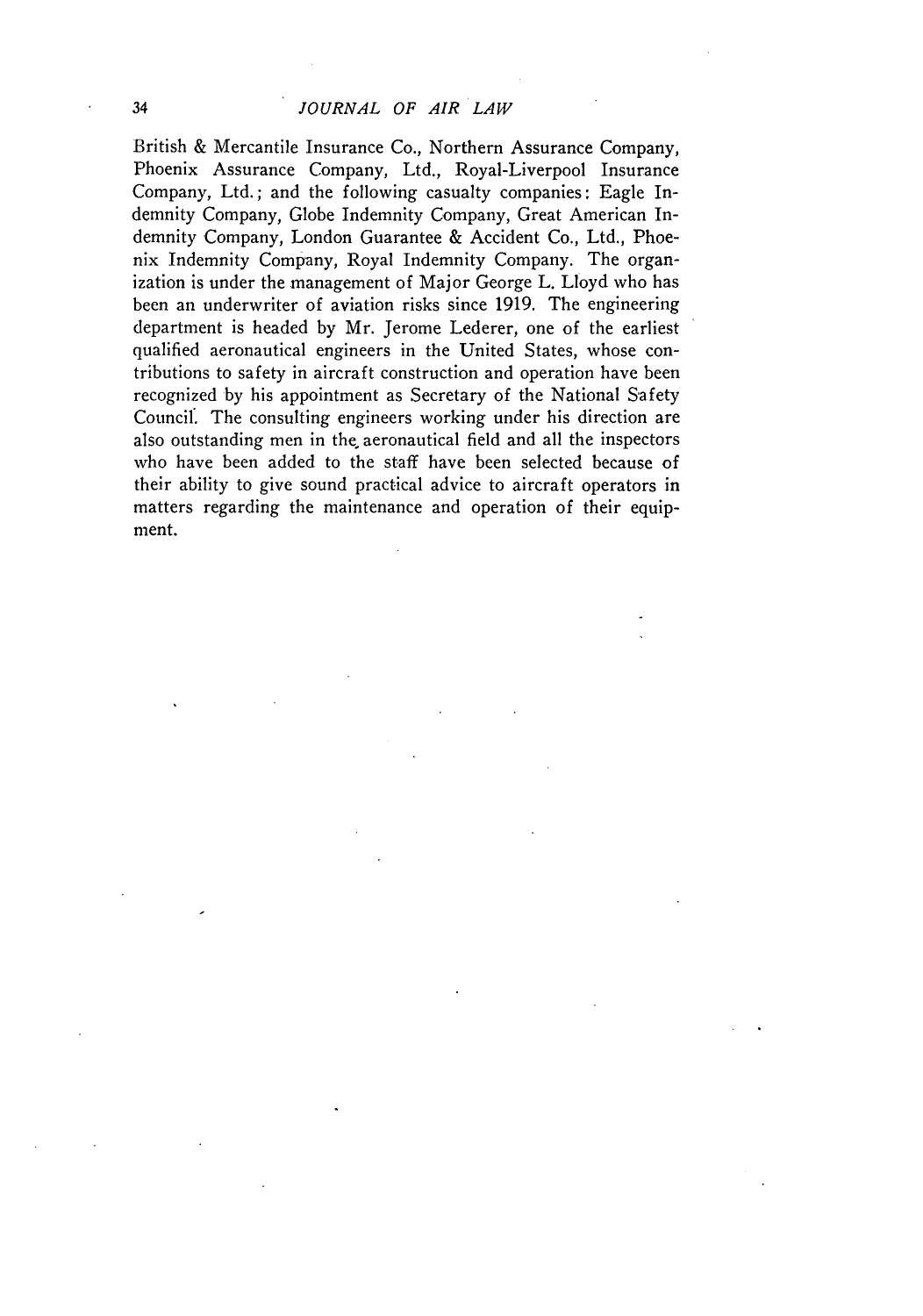British & Mercantile Insurance Co., Northern Assurance Company, Phoenix Assurance Company, Ltd., Royal-Liverpool Insurance Company, Ltd.; and the following casualty companies: Eagle Indemnity Company, Globe Indemnity Company, Great American Indemnity Company, London Guarantee & Accident Co., Ltd., Phoenix Indemnity Company, Royal Indemnity Company. The organization is under the management of Major George L. Lloyd who has been an underwriter of aviation risks since 1919. The engineering department is headed by Mr. Jerome Lederer, one of the earliest qualified aeronautical engineers in the United States, whose contributions to safety in aircraft construction and operation have been recognized by his appointment as Secretary of the National Safety Council. The consulting engineers working under his direction are also outstanding men in the aeronautical field and all the inspectors who have been added to the staff have been selected because of their ability to give sound practical advice to aircraft operators in matters regarding the maintenance and operation of their equipment.